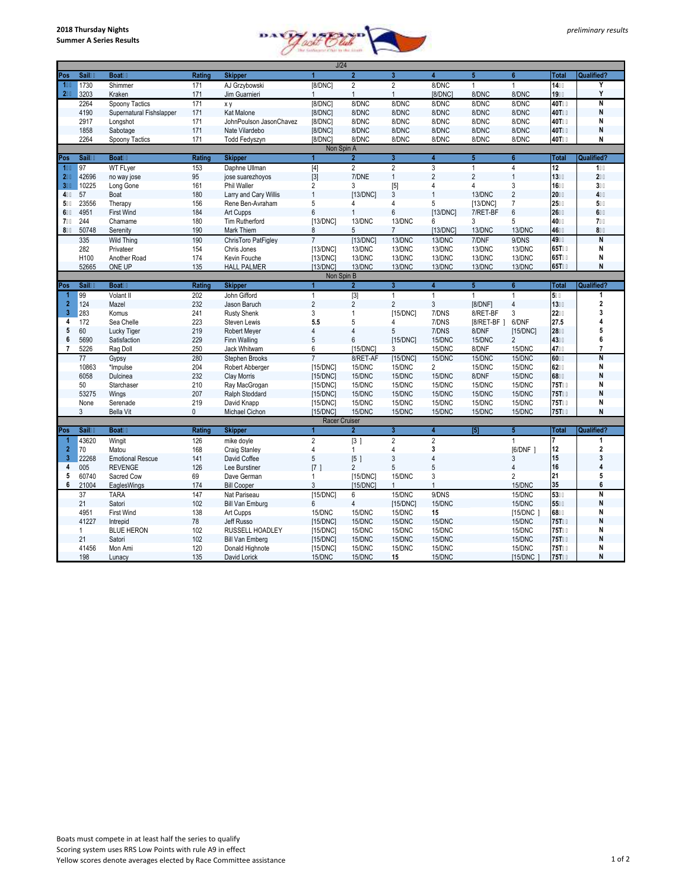**2018 Thursday Nights**
**Summer A Series Results**

*preliminary results*

### J/24

| Pos | Sail | Boat | Rating | Skipper | 1 | 2 | 3 | 4 | 5 | 6 | Total | Qualified? |
|---|---|---|---|---|---|---|---|---|---|---|---|---|
| 1 | 1730 | Shimmer | 171 | AJ Grzybowski | [8/DNC] | 2 | 2 | 8/DNC | 1 | 1 | 14 | Y |
| 2 | 3203 | Kraken | 171 | Jim Guarnieri | 1 | 1 | 1 | [8/DNC] | 8/DNC | 8/DNC | 19 | Y |
| | 2264 | Spoony Tactics | 171 | x y | [8/DNC] | 8/DNC | 8/DNC | 8/DNC | 8/DNC | 8/DNC | 40T | N |
| | 4190 | Supernatural Fishslapper | 171 | Kat Malone | [8/DNC] | 8/DNC | 8/DNC | 8/DNC | 8/DNC | 8/DNC | 40T | N |
| | 2917 | Longshot | 171 | JohnPoulson JasonChavez | [8/DNC] | 8/DNC | 8/DNC | 8/DNC | 8/DNC | 8/DNC | 40T | N |
| | 1858 | Sabotage | 171 | Nate Vilardebo | [8/DNC] | 8/DNC | 8/DNC | 8/DNC | 8/DNC | 8/DNC | 40T | N |
| | 2264 | Spoony Tactics | 171 | Todd Fedyszyn | [8/DNC] | 8/DNC | 8/DNC | 8/DNC | 8/DNC | 8/DNC | 40T | N |

### Non Spin A

| Pos | Sail | Boat | Rating | Skipper | 1 | 2 | 3 | 4 | 5 | 6 | Total | Qualified? |
|---|---|---|---|---|---|---|---|---|---|---|---|---|
| 1 | 97 | WT FLyer | 153 | Daphne Ullman | [4] | 2 | 2 | 3 | 1 | 4 | 12 | 1 |
| 2 | 42696 | no way jose | 95 | jose suarezhoyos | [3] | 7/DNE | 1 | 2 | 2 | 1 | 13 | 2 |
| 3 | 10225 | Long Gone | 161 | Phil Waller | 2 | 3 | [5] | 4 | 4 | 3 | 16 | 3 |
| 4 | 57 | Boat | 180 | Larry and Cary Willis | 1 | [13/DNC] | 3 | 1 | 13/DNC | 2 | 20 | 4 |
| 5 | 23556 | Therapy | 156 | Rene Ben-Avraham | 5 | 4 | 4 | 5 | [13/DNC] | 7 | 25 | 5 |
| 6 | 4951 | First Wind | 184 | Art Cupps | 6 | 1 | 6 | [13/DNC] | 7/RET-BF | 6 | 26 | 6 |
| 7 | 244 | Chamame | 180 | Tim Rutherford | [13/DNC] | 13/DNC | 13/DNC | 6 | 3 | 5 | 40 | 7 |
| 8 | 50748 | Serenity | 190 | Mark Thiem | 8 | 5 | 7 | [13/DNC] | 13/DNC | 13/DNC | 46 | 8 |
| | 335 | Wild Thing | 190 | ChrisToro PatFigley | 7 | [13/DNC] | 13/DNC | 13/DNC | 7/DNF | 9/DNS | 49 | N |
| | 282 | Privateer | 154 | Chris Jones | [13/DNC] | 13/DNC | 13/DNC | 13/DNC | 13/DNC | 13/DNC | 65T | N |
| | H100 | Another Road | 174 | Kevin Fouche | [13/DNC] | 13/DNC | 13/DNC | 13/DNC | 13/DNC | 13/DNC | 65T | N |
| | 52665 | ONE UP | 135 | HALL PALMER | [13/DNC] | 13/DNC | 13/DNC | 13/DNC | 13/DNC | 13/DNC | 65T | N |

### Non Spin B

| Pos | Sail | Boat | Rating | Skipper | 1 | 2 | 3 | 4 | 5 | 6 | Total | Qualified? |
|---|---|---|---|---|---|---|---|---|---|---|---|---|
| 1 | 99 | Volant II | 202 | John Gifford | 1 | [3] | 1 | 1 | 1 | 1 | 5 | 1 |
| 2 | 124 | Mazel | 232 | Jason Baruch | 2 | 2 | 2 | 3 | [8/DNF] | 4 | 13 | 2 |
| 3 | 283 | Komus | 241 | Rusty Shenk | 3 | 1 | [15/DNC] | 7/DNS | 8/RET-BF | 3 | 22 | 3 |
| 4 | 172 | Sea Chelle | 223 | Steven Lewis | 5.5 | 5 | 4 | 7/DNS | [8/RET-BF ] | 6/DNF | 27.5 | 4 |
| 5 | 60 | Lucky Tiger | 219 | Robert Meyer | 4 | 4 | 5 | 7/DNS | 8/DNF | [15/DNC] | 28 | 5 |
| 6 | 5690 | Satisfaction | 229 | Finn Walling | 5 | 6 | [15/DNC] | 15/DNC | 15/DNC | 2 | 43 | 6 |
| 7 | 5226 | Rag Doll | 250 | Jack Whitwam | 6 | [15/DNC] | 3 | 15/DNC | 8/DNF | 15/DNC | 47 | 7 |
| | 77 | Gypsy | 280 | Stephen Brooks | 7 | 8/RET-AF | [15/DNC] | 15/DNC | 15/DNC | 15/DNC | 60 | N |
| | 10863 | *Impulse | 204 | Robert Abberger | [15/DNC] | 15/DNC | 15/DNC | 2 | 15/DNC | 15/DNC | 62 | N |
| | 6058 | Dulcinea | 232 | Clay Morris | [15/DNC] | 15/DNC | 15/DNC | 15/DNC | 8/DNF | 15/DNC | 68 | N |
| | 50 | Starchaser | 210 | Ray MacGrogan | [15/DNC] | 15/DNC | 15/DNC | 15/DNC | 15/DNC | 15/DNC | 75T | N |
| | 53275 | Wings | 207 | Ralph Stoddard | [15/DNC] | 15/DNC | 15/DNC | 15/DNC | 15/DNC | 15/DNC | 75T | N |
| | None | Serenade | 219 | David Knapp | [15/DNC] | 15/DNC | 15/DNC | 15/DNC | 15/DNC | 15/DNC | 75T | N |
| | 3 | Bella Vit | 0 | Michael Cichon | [15/DNC] | 15/DNC | 15/DNC | 15/DNC | 15/DNC | 15/DNC | 75T | N |

### Racer Cruiser

| Pos | Sail | Boat | Rating | Skipper | 1 | 2 | 3 | 4 | [5] | 5 | Total | Qualified? |
|---|---|---|---|---|---|---|---|---|---|---|---|---|
| 1 | 43620 | Wingit | 126 | mike doyle | 2 | [3 ] | 2 | 2 | | 1 | 7 | 1 |
| 2 | 70 | Matou | 168 | Craig Stanley | 4 | 1 | 4 | 3 | | [6/DNF ] | 12 | 2 |
| 3 | 22268 | Emotional Rescue | 141 | David Coffee | 5 | [5 ] | 3 | 4 | | 3 | 15 | 3 |
| 4 | 005 | REVENGE | 126 | Lee Burstiner | [7 ] | 2 | 5 | 5 | | 4 | 16 | 4 |
| 5 | 60740 | Sacred Cow | 69 | Dave German | 1 | [15/DNC] | 15/DNC | 3 | | 2 | 21 | 5 |
| 6 | 21004 | EaglesWings | 174 | Bill Cooper | 3 | [15/DNC] | 1 | 1 | | 15/DNC | 35 | 6 |
| | 37 | TARA | 147 | Nat Pariseau | [15/DNC] | 6 | 15/DNC | 9/DNS | | 15/DNC | 53 | N |
| | 21 | Satori | 102 | Bill Van Emburg | 6 | 4 | [15/DNC] | 15/DNC | | 15/DNC | 55 | N |
| | 4951 | First Wind | 138 | Art Cupps | 15/DNC | 15/DNC | 15/DNC | 15 | | [15/DNC ] | 68 | N |
| | 41227 | Intrepid | 78 | Jeff Russo | [15/DNC] | 15/DNC | 15/DNC | 15/DNC | | 15/DNC | 75T | N |
| | 1 | BLUE HERON | 102 | RUSSELL HOADLEY | [15/DNC] | 15/DNC | 15/DNC | 15/DNC | | 15/DNC | 75T | N |
| | 21 | Satori | 102 | Bill Van Emburg | [15/DNC] | 15/DNC | 15/DNC | 15/DNC | | 15/DNC | 75T | N |
| | 41456 | Mon Ami | 120 | Donald Highnote | [15/DNC] | 15/DNC | 15/DNC | 15/DNC | | 15/DNC | 75T | N |
| | 198 | Lunacy | 135 | David Lorick | 15/DNC | 15/DNC | 15 | 15/DNC | | [15/DNC ] | 75T | N |

Boats must compete in at least half the series to qualify
Scoring system uses RRS Low Points with rule A9 in effect
Yellow scores denote averages elected by Race Committee assistance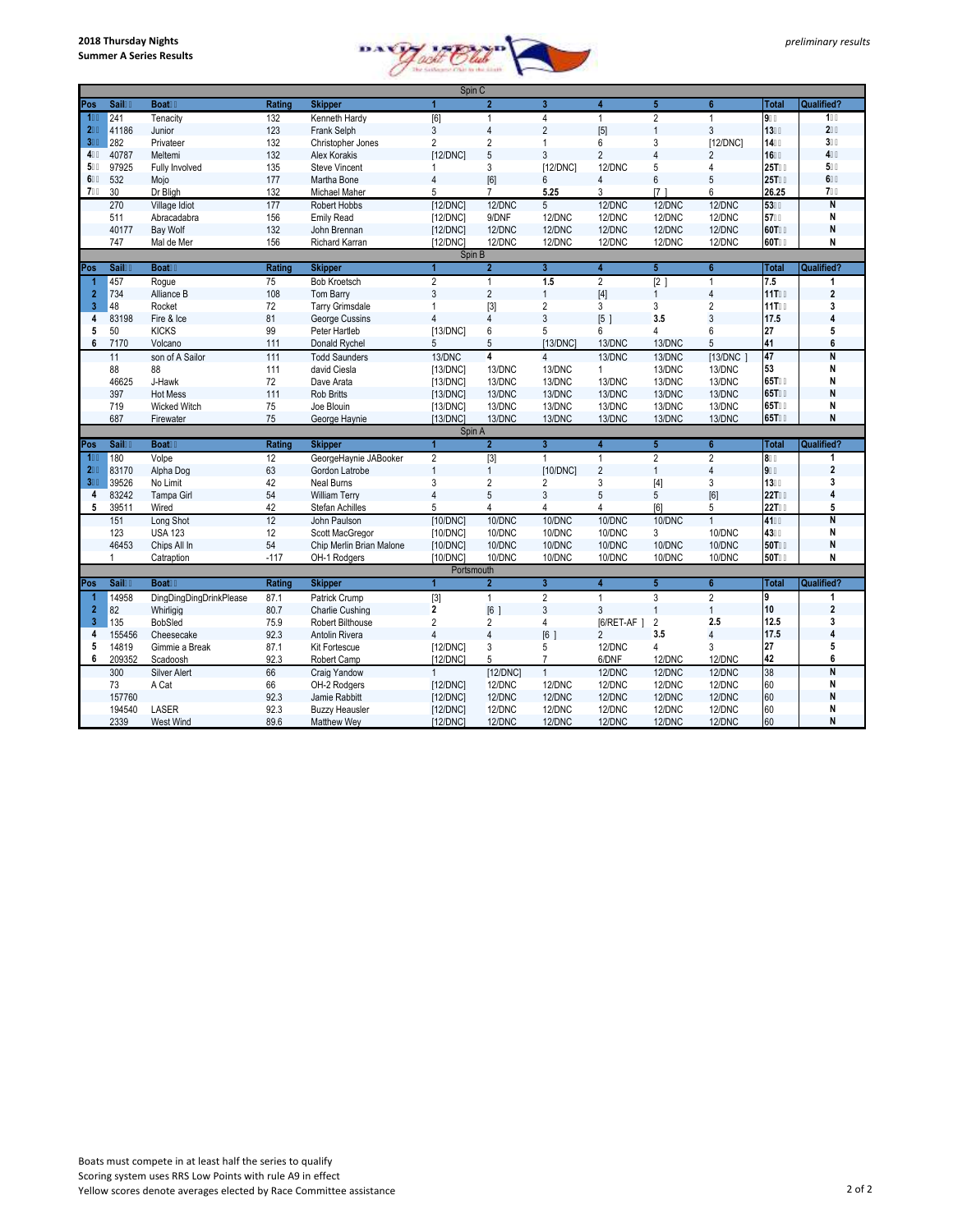**2018 Thursday Nights**
**Summer A Series Results**

*preliminary results*

| Pos | Sail | Boat | Rating | Skipper | 1 | 2 | 3 | 4 | 5 | 6 | Total | Qualified? |
|---|---|---|---|---|---|---|---|---|---|---|---|---|
| **Spin C** | | | | | | | | | | | | |
| 1 | 241 | Tenacity | 132 | Kenneth Hardy | [6] | 1 | 4 | 1 | 2 | 1 | 9 | 1 |
| 2 | 41186 | Junior | 123 | Frank Selph | 3 | 4 | 2 | [5] | 1 | 3 | 13 | 2 |
| 3 | 282 | Privateer | 132 | Christopher Jones | 2 | 2 | 1 | 6 | 3 | [12/DNC] | 14 | 3 |
| 4 | 40787 | Meltemi | 132 | Alex Korakis | [12/DNC] | 5 | 3 | 2 | 4 | 2 | 16 | 4 |
| 5 | 97925 | Fully Involved | 135 | Steve Vincent | 1 | 3 | [12/DNC] | 12/DNC | 5 | 4 | 25T | 5 |
| 6 | 532 | Mojo | 177 | Martha Bone | 4 | [6] | 6 | 4 | 6 | 5 | 25T | 6 |
| 7 | 30 | Dr Bligh | 132 | Michael Maher | 5 | 7 | 5.25 | 3 | [7 ] | 6 | 26.25 | 7 |
| | 270 | Village Idiot | 177 | Robert Hobbs | [12/DNC] | 12/DNC | 5 | 12/DNC | 12/DNC | 12/DNC | 53 | N |
| | 511 | Abracadabra | 156 | Emily Read | [12/DNC] | 9/DNF | 12/DNC | 12/DNC | 12/DNC | 12/DNC | 57 | N |
| | 40177 | Bay Wolf | 132 | John Brennan | [12/DNC] | 12/DNC | 12/DNC | 12/DNC | 12/DNC | 12/DNC | 60T | N |
| | 747 | Mal de Mer | 156 | Richard Karran | [12/DNC] | 12/DNC | 12/DNC | 12/DNC | 12/DNC | 12/DNC | 60T | N |
| **Spin B** | | | | | | | | | | | | |
| 1 | 457 | Rogue | 75 | Bob Kroetsch | 2 | 1 | 1.5 | 2 | [2 ] | 1 | 7.5 | 1 |
| 2 | 734 | Alliance B | 108 | Tom Barry | 3 | 2 | 1 | [4] | 1 | 4 | 11T | 2 |
| 3 | 48 | Rocket | 72 | Tarry Grimsdale | 1 | [3] | 2 | 3 | 3 | 2 | 11T | 3 |
| 4 | 83198 | Fire & Ice | 81 | George Cussins | 4 | 4 | 3 | [5 ] | 3.5 | 3 | 17.5 | 4 |
| 5 | 50 | KICKS | 99 | Peter Hartleb | [13/DNC] | 6 | 5 | 6 | 4 | 6 | 27 | 5 |
| 6 | 7170 | Volcano | 111 | Donald Rychel | 5 | 5 | [13/DNC] | 13/DNC | 13/DNC | 5 | 41 | 6 |
| | 11 | son of A Sailor | 111 | Todd Saunders | 13/DNC | 4 | 4 | 13/DNC | 13/DNC | [13/DNC ] | 47 | N |
| | 88 | 88 | 111 | david Ciesla | [13/DNC] | 13/DNC | 13/DNC | 1 | 13/DNC | 13/DNC | 53 | N |
| | 46625 | J-Hawk | 72 | Dave Arata | [13/DNC] | 13/DNC | 13/DNC | 13/DNC | 13/DNC | 13/DNC | 65T | N |
| | 397 | Hot Mess | 111 | Rob Britts | [13/DNC] | 13/DNC | 13/DNC | 13/DNC | 13/DNC | 13/DNC | 65T | N |
| | 719 | Wicked Witch | 75 | Joe Blouin | [13/DNC] | 13/DNC | 13/DNC | 13/DNC | 13/DNC | 13/DNC | 65T | N |
| | 687 | Firewater | 75 | George Haynie | [13/DNC] | 13/DNC | 13/DNC | 13/DNC | 13/DNC | 13/DNC | 65T | N |
| **Spin A** | | | | | | | | | | | | |
| 1 | 180 | Volpe | 12 | GeorgeHaynie JABooker | 2 | [3] | 1 | 1 | 2 | 2 | 8 | 1 |
| 2 | 83170 | Alpha Dog | 63 | Gordon Latrobe | 1 | 1 | [10/DNC] | 2 | 1 | 4 | 9 | 2 |
| 3 | 39526 | No Limit | 42 | Neal Burns | 3 | 2 | 2 | 3 | [4] | 3 | 13 | 3 |
| 4 | 83242 | Tampa Girl | 54 | William Terry | 4 | 5 | 3 | 5 | 5 | [6] | 22T | 4 |
| 5 | 39511 | Wired | 42 | Stefan Achilles | 5 | 4 | 4 | 4 | [6] | 5 | 22T | 5 |
| | 151 | Long Shot | 12 | John Paulson | [10/DNC] | 10/DNC | 10/DNC | 10/DNC | 10/DNC | 1 | 41 | N |
| | 123 | USA 123 | 12 | Scott MacGregor | [10/DNC] | 10/DNC | 10/DNC | 10/DNC | 3 | 10/DNC | 43 | N |
| | 46453 | Chips All In | 54 | Chip Merlin Brian Malone | [10/DNC] | 10/DNC | 10/DNC | 10/DNC | 10/DNC | 10/DNC | 50T | N |
| | 1 | Catraption | -117 | OH-1 Rodgers | [10/DNC] | 10/DNC | 10/DNC | 10/DNC | 10/DNC | 10/DNC | 50T | N |
| **Portsmouth** | | | | | | | | | | | | |
| 1 | 14958 | DingDingDingDrinkPlease | 87.1 | Patrick Crump | [3] | 1 | 2 | 1 | 3 | 2 | 9 | 1 |
| 2 | 82 | Whirligig | 80.7 | Charlie Cushing | 2 | [6 ] | 3 | 3 | 1 | 1 | 10 | 2 |
| 3 | 135 | BobSled | 75.9 | Robert Bilthouse | 2 | 2 | 4 | [6/RET-AF ] | 2 | 2.5 | 12.5 | 3 |
| 4 | 155456 | Cheesecake | 92.3 | Antolin Rivera | 4 | 4 | [6 ] | 2 | 3.5 | 4 | 17.5 | 4 |
| 5 | 14819 | Gimmie a Break | 87.1 | Kit Fortescue | [12/DNC] | 3 | 5 | 12/DNC | 4 | 3 | 27 | 5 |
| 6 | 209352 | Scadoosh | 92.3 | Robert Camp | [12/DNC] | 5 | 7 | 6/DNF | 12/DNC | 12/DNC | 42 | 6 |
| | 300 | Silver Alert | 66 | Craig Yandow | 1 | [12/DNC] | 1 | 12/DNC | 12/DNC | 12/DNC | 38 | N |
| | 73 | A Cat | 66 | OH-2 Rodgers | [12/DNC] | 12/DNC | 12/DNC | 12/DNC | 12/DNC | 12/DNC | 60 | N |
| | 157760 | | 92.3 | Jamie Rabbitt | [12/DNC] | 12/DNC | 12/DNC | 12/DNC | 12/DNC | 12/DNC | 60 | N |
| | 194540 | LASER | 92.3 | Buzzy Heausler | [12/DNC] | 12/DNC | 12/DNC | 12/DNC | 12/DNC | 12/DNC | 60 | N |
| | 2339 | West Wind | 89.6 | Matthew Wey | [12/DNC] | 12/DNC | 12/DNC | 12/DNC | 12/DNC | 12/DNC | 60 | N |

Boats must compete in at least half the series to qualify
Scoring system uses RRS Low Points with rule A9 in effect
Yellow scores denote averages elected by Race Committee assistance